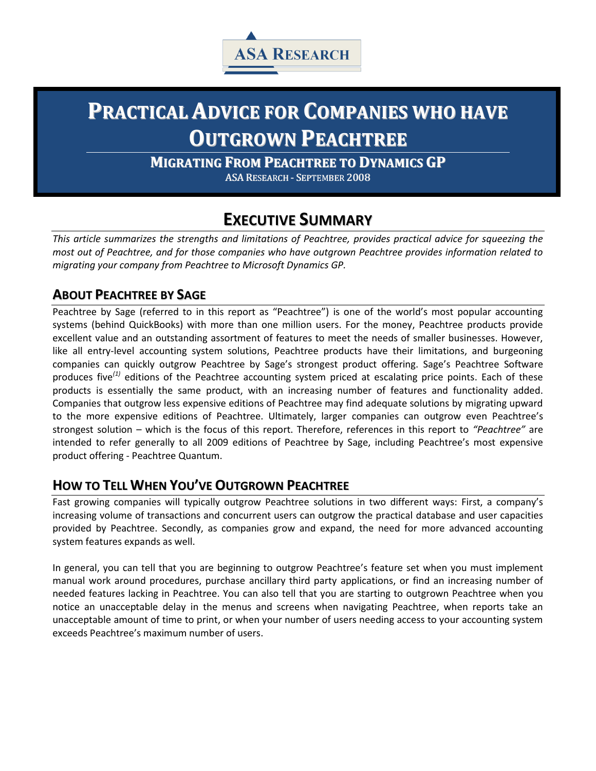ASA RESEARCH

# PRACTICAL ADVICE FOR COMPANIES WHO HAVE OUTGROWN PEACHTREE

## MIGRATING FROM PEACHTREE TO DYNAMICS GP

ASA RESEARCH - SEPTEMBER 2008

## EXECUTIVE SUMMARY

*This article summarizes the strengths and limitations of Peachtree, provides practical advice for squeezing the most out of Peachtree, and for those companies who have outgrown Peachtree provides information related to migrating your company from Peachtree to Microsoft Dynamics GP.*

### ABOUT PEACHTREE BY SAGE

Peachtree by Sage (referred to in this report as "Peachtree") is one of the world's most popular accounting systems (behind QuickBooks) with more than one million users. For the money, Peachtree products provide excellent value and an outstanding assortment of features to meet the needs of smaller businesses. However, like all entry-level accounting system solutions, Peachtree products have their limitations, and burgeoning companies can quickly outgrow Peachtree by Sage's strongest product offering. Sage's Peachtree Software produces five[(1)] editions of the Peachtree accounting system priced at escalating price points. Each of these products is essentially the same product, with an increasing number of features and functionality added. Companies that outgrow less expensive editions of Peachtree may find adequate solutions by migrating upward to the more expensive editions of Peachtree. Ultimately, larger companies can outgrow even Peachtree's strongest solution – which is the focus of this report. Therefore, references in this report to *"Peachtree"* are intended to refer generally to all 2009 editions of Peachtree by Sage, including Peachtree's most expensive product offering - Peachtree Quantum.

### HOW TO TELL WHEN YOU'VE OUTGROWN PEACHTREE

Fast growing companies will typically outgrow Peachtree solutions in two different ways: First, a company's increasing volume of transactions and concurrent users can outgrow the practical database and user capacities provided by Peachtree. Secondly, as companies grow and expand, the need for more advanced accounting system features expands as well.

In general, you can tell that you are beginning to outgrow Peachtree's feature set when you must implement manual work around procedures, purchase ancillary third party applications, or find an increasing number of needed features lacking in Peachtree. You can also tell that you are starting to outgrown Peachtree when you notice an unacceptable delay in the menus and screens when navigating Peachtree, when reports take an unacceptable amount of time to print, or when your number of users needing access to your accounting system exceeds Peachtree's maximum number of users.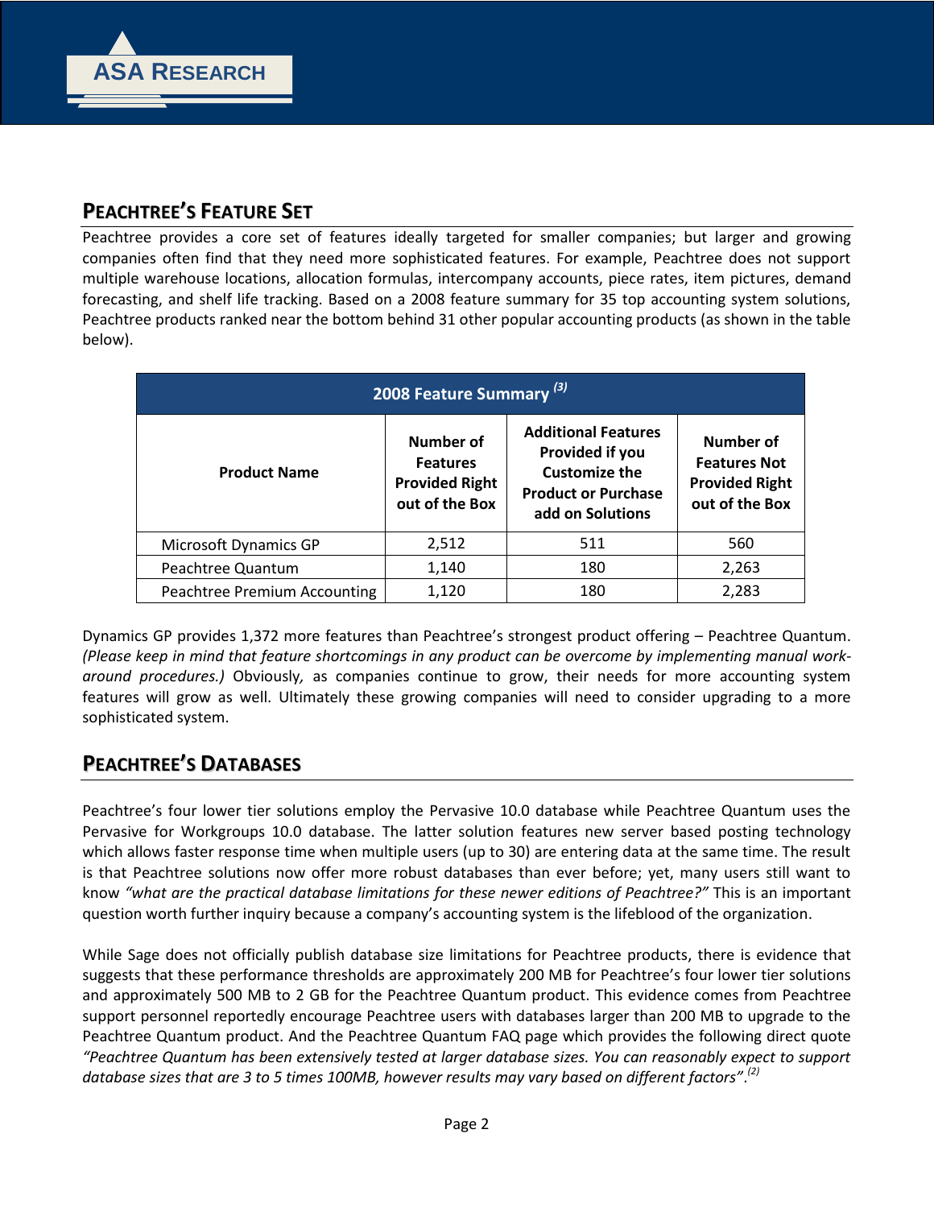## PEACHTREE'S FEATURE SET

Peachtree provides a core set of features ideally targeted for smaller companies; but larger and growing companies often find that they need more sophisticated features. For example, Peachtree does not support multiple warehouse locations, allocation formulas, intercompany accounts, piece rates, item pictures, demand forecasting, and shelf life tracking. Based on a 2008 feature summary for 35 top accounting system solutions, Peachtree products ranked near the bottom behind 31 other popular accounting products (as shown in the table below).

| 2008 Feature Summary [3] | | | |
|---|---|---|---|
| **Product Name** | **Number of Features Provided Right out of the Box** | **Additional Features Provided if you Customize the Product or Purchase add on Solutions** | **Number of Features Not Provided Right out of the Box** |
| Microsoft Dynamics GP | 2,512 | 511 | 560 |
| Peachtree Quantum | 1,140 | 180 | 2,263 |
| Peachtree Premium Accounting | 1,120 | 180 | 2,283 |

Dynamics GP provides 1,372 more features than Peachtree's strongest product offering – Peachtree Quantum. *(Please keep in mind that feature shortcomings in any product can be overcome by implementing manual work-around procedures.)* Obviously, as companies continue to grow, their needs for more accounting system features will grow as well. Ultimately these growing companies will need to consider upgrading to a more sophisticated system.

## PEACHTREE'S DATABASES

Peachtree's four lower tier solutions employ the Pervasive 10.0 database while Peachtree Quantum uses the Pervasive for Workgroups 10.0 database. The latter solution features new server based posting technology which allows faster response time when multiple users (up to 30) are entering data at the same time. The result is that Peachtree solutions now offer more robust databases than ever before; yet, many users still want to know *"what are the practical database limitations for these newer editions of Peachtree?"* This is an important question worth further inquiry because a company's accounting system is the lifeblood of the organization.

While Sage does not officially publish database size limitations for Peachtree products, there is evidence that suggests that these performance thresholds are approximately 200 MB for Peachtree's four lower tier solutions and approximately 500 MB to 2 GB for the Peachtree Quantum product. This evidence comes from Peachtree support personnel reportedly encourage Peachtree users with databases larger than 200 MB to upgrade to the Peachtree Quantum product. And the Peachtree Quantum FAQ page which provides the following direct quote *"Peachtree Quantum has been extensively tested at larger database sizes. You can reasonably expect to support database sizes that are 3 to 5 times 100MB, however results may vary based on different factors".*[2]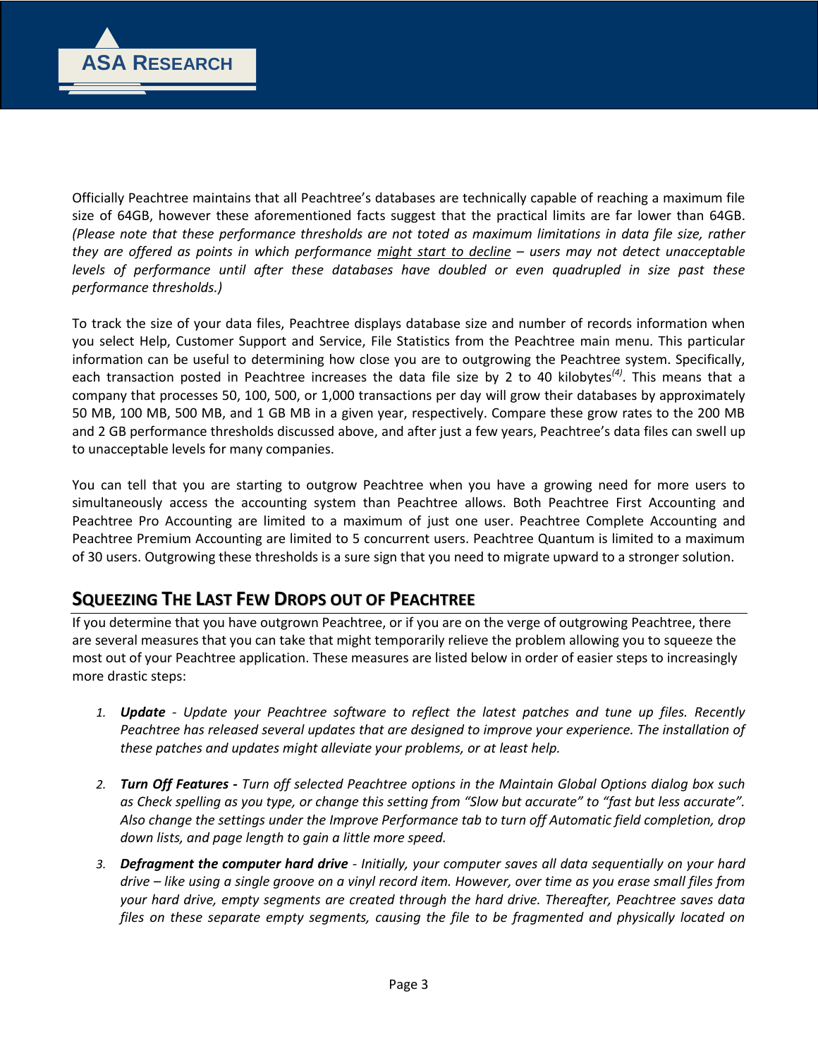Officially Peachtree maintains that all Peachtree's databases are technically capable of reaching a maximum file size of 64GB, however these aforementioned facts suggest that the practical limits are far lower than 64GB. *(Please note that these performance thresholds are not toted as maximum limitations in data file size, rather they are offered as points in which performance <u>might start to decline</u> – users may not detect unacceptable levels of performance until after these databases have doubled or even quadrupled in size past these performance thresholds.)*

To track the size of your data files, Peachtree displays database size and number of records information when you select Help, Customer Support and Service, File Statistics from the Peachtree main menu. This particular information can be useful to determining how close you are to outgrowing the Peachtree system. Specifically, each transaction posted in Peachtree increases the data file size by 2 to 40 kilobytes[(4)]. This means that a company that processes 50, 100, 500, or 1,000 transactions per day will grow their databases by approximately 50 MB, 100 MB, 500 MB, and 1 GB MB in a given year, respectively. Compare these grow rates to the 200 MB and 2 GB performance thresholds discussed above, and after just a few years, Peachtree's data files can swell up to unacceptable levels for many companies.

You can tell that you are starting to outgrow Peachtree when you have a growing need for more users to simultaneously access the accounting system than Peachtree allows. Both Peachtree First Accounting and Peachtree Pro Accounting are limited to a maximum of just one user. Peachtree Complete Accounting and Peachtree Premium Accounting are limited to 5 concurrent users. Peachtree Quantum is limited to a maximum of 30 users. Outgrowing these thresholds is a sure sign that you need to migrate upward to a stronger solution.

## Squeezing The Last Few Drops out of Peachtree

If you determine that you have outgrown Peachtree, or if you are on the verge of outgrowing Peachtree, there are several measures that you can take that might temporarily relieve the problem allowing you to squeeze the most out of your Peachtree application. These measures are listed below in order of easier steps to increasingly more drastic steps:

1. ***Update*** *- Update your Peachtree software to reflect the latest patches and tune up files. Recently Peachtree has released several updates that are designed to improve your experience. The installation of these patches and updates might alleviate your problems, or at least help.*

2. ***Turn Off Features -*** *Turn off selected Peachtree options in the Maintain Global Options dialog box such as Check spelling as you type, or change this setting from "Slow but accurate" to "fast but less accurate". Also change the settings under the Improve Performance tab to turn off Automatic field completion, drop down lists, and page length to gain a little more speed.*

3. ***Defragment the computer hard drive*** *- Initially, your computer saves all data sequentially on your hard drive – like using a single groove on a vinyl record item. However, over time as you erase small files from your hard drive, empty segments are created through the hard drive. Thereafter, Peachtree saves data files on these separate empty segments, causing the file to be fragmented and physically located on*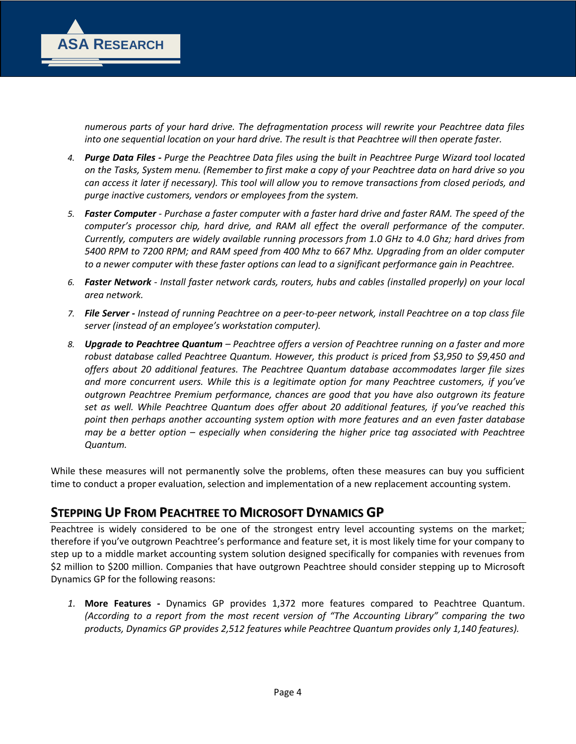*numerous parts of your hard drive. The defragmentation process will rewrite your Peachtree data files into one sequential location on your hard drive. The result is that Peachtree will then operate faster.*

4. ***Purge Data Files -*** *Purge the Peachtree Data files using the built in Peachtree Purge Wizard tool located on the Tasks, System menu. (Remember to first make a copy of your Peachtree data on hard drive so you can access it later if necessary). This tool will allow you to remove transactions from closed periods, and purge inactive customers, vendors or employees from the system.*
5. ***Faster Computer*** *- Purchase a faster computer with a faster hard drive and faster RAM. The speed of the computer's processor chip, hard drive, and RAM all effect the overall performance of the computer. Currently, computers are widely available running processors from 1.0 GHz to 4.0 Ghz; hard drives from 5400 RPM to 7200 RPM; and RAM speed from 400 Mhz to 667 Mhz. Upgrading from an older computer to a newer computer with these faster options can lead to a significant performance gain in Peachtree.*
6. ***Faster Network*** *- Install faster network cards, routers, hubs and cables (installed properly) on your local area network.*
7. ***File Server -*** *Instead of running Peachtree on a peer-to-peer network, install Peachtree on a top class file server (instead of an employee's workstation computer).*
8. ***Upgrade to Peachtree Quantum*** *– Peachtree offers a version of Peachtree running on a faster and more robust database called Peachtree Quantum. However, this product is priced from $3,950 to $9,450 and offers about 20 additional features. The Peachtree Quantum database accommodates larger file sizes and more concurrent users. While this is a legitimate option for many Peachtree customers, if you've outgrown Peachtree Premium performance, chances are good that you have also outgrown its feature set as well. While Peachtree Quantum does offer about 20 additional features, if you've reached this point then perhaps another accounting system option with more features and an even faster database may be a better option – especially when considering the higher price tag associated with Peachtree Quantum.*

While these measures will not permanently solve the problems, often these measures can buy you sufficient time to conduct a proper evaluation, selection and implementation of a new replacement accounting system.

## Stepping Up From Peachtree to Microsoft Dynamics GP

Peachtree is widely considered to be one of the strongest entry level accounting systems on the market; therefore if you've outgrown Peachtree's performance and feature set, it is most likely time for your company to step up to a middle market accounting system solution designed specifically for companies with revenues from $2 million to $200 million. Companies that have outgrown Peachtree should consider stepping up to Microsoft Dynamics GP for the following reasons:

1. **More Features -** Dynamics GP provides 1,372 more features compared to Peachtree Quantum. *(According to a report from the most recent version of "The Accounting Library" comparing the two products, Dynamics GP provides 2,512 features while Peachtree Quantum provides only 1,140 features).*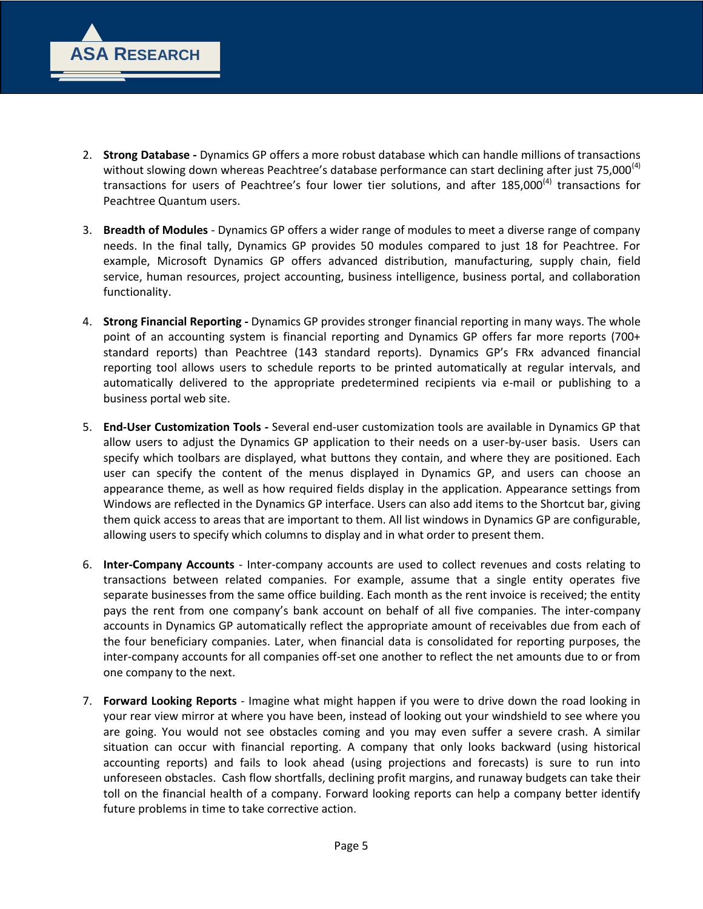2. **Strong Database -** Dynamics GP offers a more robust database which can handle millions of transactions without slowing down whereas Peachtree's database performance can start declining after just 75,000[(4)] transactions for users of Peachtree's four lower tier solutions, and after 185,000[(4)] transactions for Peachtree Quantum users.

3. **Breadth of Modules** - Dynamics GP offers a wider range of modules to meet a diverse range of company needs. In the final tally, Dynamics GP provides 50 modules compared to just 18 for Peachtree. For example, Microsoft Dynamics GP offers advanced distribution, manufacturing, supply chain, field service, human resources, project accounting, business intelligence, business portal, and collaboration functionality.

4. **Strong Financial Reporting -** Dynamics GP provides stronger financial reporting in many ways. The whole point of an accounting system is financial reporting and Dynamics GP offers far more reports (700+ standard reports) than Peachtree (143 standard reports). Dynamics GP's FRx advanced financial reporting tool allows users to schedule reports to be printed automatically at regular intervals, and automatically delivered to the appropriate predetermined recipients via e-mail or publishing to a business portal web site.

5. **End-User Customization Tools -** Several end-user customization tools are available in Dynamics GP that allow users to adjust the Dynamics GP application to their needs on a user-by-user basis. Users can specify which toolbars are displayed, what buttons they contain, and where they are positioned. Each user can specify the content of the menus displayed in Dynamics GP, and users can choose an appearance theme, as well as how required fields display in the application. Appearance settings from Windows are reflected in the Dynamics GP interface. Users can also add items to the Shortcut bar, giving them quick access to areas that are important to them. All list windows in Dynamics GP are configurable, allowing users to specify which columns to display and in what order to present them.

6. **Inter-Company Accounts** - Inter-company accounts are used to collect revenues and costs relating to transactions between related companies. For example, assume that a single entity operates five separate businesses from the same office building. Each month as the rent invoice is received; the entity pays the rent from one company's bank account on behalf of all five companies. The inter-company accounts in Dynamics GP automatically reflect the appropriate amount of receivables due from each of the four beneficiary companies. Later, when financial data is consolidated for reporting purposes, the inter-company accounts for all companies off-set one another to reflect the net amounts due to or from one company to the next.

7. **Forward Looking Reports** - Imagine what might happen if you were to drive down the road looking in your rear view mirror at where you have been, instead of looking out your windshield to see where you are going. You would not see obstacles coming and you may even suffer a severe crash. A similar situation can occur with financial reporting. A company that only looks backward (using historical accounting reports) and fails to look ahead (using projections and forecasts) is sure to run into unforeseen obstacles. Cash flow shortfalls, declining profit margins, and runaway budgets can take their toll on the financial health of a company. Forward looking reports can help a company better identify future problems in time to take corrective action.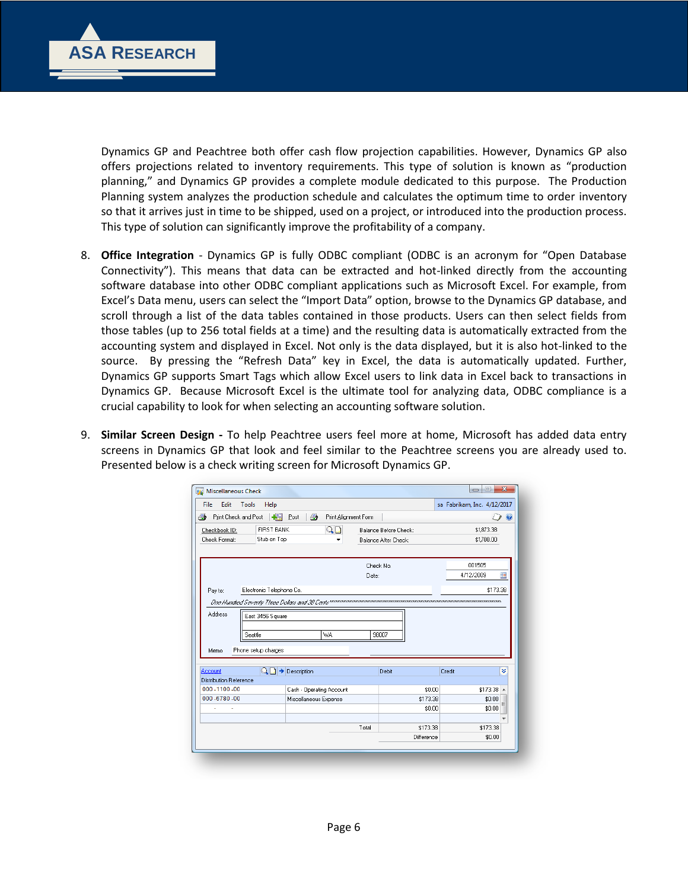Dynamics GP and Peachtree both offer cash flow projection capabilities. However, Dynamics GP also offers projections related to inventory requirements. This type of solution is known as “production planning,” and Dynamics GP provides a complete module dedicated to this purpose. The Production Planning system analyzes the production schedule and calculates the optimum time to order inventory so that it arrives just in time to be shipped, used on a project, or introduced into the production process. This type of solution can significantly improve the profitability of a company.

8. **Office Integration** - Dynamics GP is fully ODBC compliant (ODBC is an acronym for “Open Database Connectivity”). This means that data can be extracted and hot-linked directly from the accounting software database into other ODBC compliant applications such as Microsoft Excel. For example, from Excel’s Data menu, users can select the “Import Data” option, browse to the Dynamics GP database, and scroll through a list of the data tables contained in those products. Users can then select fields from those tables (up to 256 total fields at a time) and the resulting data is automatically extracted from the accounting system and displayed in Excel. Not only is the data displayed, but it is also hot-linked to the source. By pressing the “Refresh Data” key in Excel, the data is automatically updated. Further, Dynamics GP supports Smart Tags which allow Excel users to link data in Excel back to transactions in Dynamics GP. Because Microsoft Excel is the ultimate tool for analyzing data, ODBC compliance is a crucial capability to look for when selecting an accounting software solution.

9. **Similar Screen Design -** To help Peachtree users feel more at home, Microsoft has added data entry screens in Dynamics GP that look and feel similar to the Peachtree screens you are already used to. Presented below is a check writing screen for Microsoft Dynamics GP.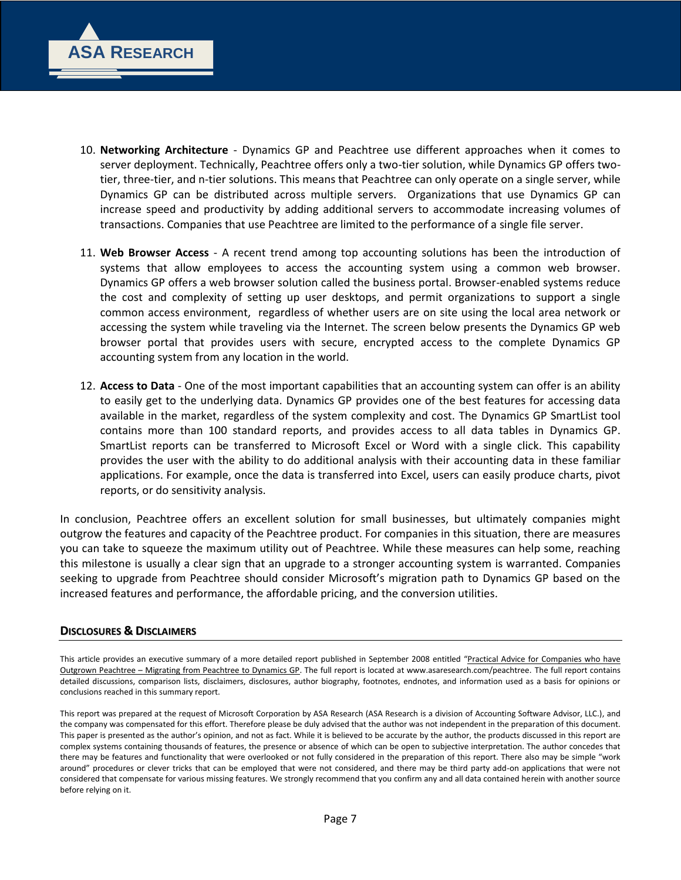10. **Networking Architecture** - Dynamics GP and Peachtree use different approaches when it comes to server deployment. Technically, Peachtree offers only a two-tier solution, while Dynamics GP offers two-tier, three-tier, and n-tier solutions. This means that Peachtree can only operate on a single server, while Dynamics GP can be distributed across multiple servers. Organizations that use Dynamics GP can increase speed and productivity by adding additional servers to accommodate increasing volumes of transactions. Companies that use Peachtree are limited to the performance of a single file server.

11. **Web Browser Access** - A recent trend among top accounting solutions has been the introduction of systems that allow employees to access the accounting system using a common web browser. Dynamics GP offers a web browser solution called the business portal. Browser-enabled systems reduce the cost and complexity of setting up user desktops, and permit organizations to support a single common access environment, regardless of whether users are on site using the local area network or accessing the system while traveling via the Internet. The screen below presents the Dynamics GP web browser portal that provides users with secure, encrypted access to the complete Dynamics GP accounting system from any location in the world.

12. **Access to Data** - One of the most important capabilities that an accounting system can offer is an ability to easily get to the underlying data. Dynamics GP provides one of the best features for accessing data available in the market, regardless of the system complexity and cost. The Dynamics GP SmartList tool contains more than 100 standard reports, and provides access to all data tables in Dynamics GP. SmartList reports can be transferred to Microsoft Excel or Word with a single click. This capability provides the user with the ability to do additional analysis with their accounting data in these familiar applications. For example, once the data is transferred into Excel, users can easily produce charts, pivot reports, or do sensitivity analysis.

In conclusion, Peachtree offers an excellent solution for small businesses, but ultimately companies might outgrow the features and capacity of the Peachtree product. For companies in this situation, there are measures you can take to squeeze the maximum utility out of Peachtree. While these measures can help some, reaching this milestone is usually a clear sign that an upgrade to a stronger accounting system is warranted. Companies seeking to upgrade from Peachtree should consider Microsoft's migration path to Dynamics GP based on the increased features and performance, the affordable pricing, and the conversion utilities.

## Disclosures & Disclaimers

This article provides an executive summary of a more detailed report published in September 2008 entitled "Practical Advice for Companies who have Outgrown Peachtree – Migrating from Peachtree to Dynamics GP. The full report is located at www.asaresearch.com/peachtree. The full report contains detailed discussions, comparison lists, disclaimers, disclosures, author biography, footnotes, endnotes, and information used as a basis for opinions or conclusions reached in this summary report.

This report was prepared at the request of Microsoft Corporation by ASA Research (ASA Research is a division of Accounting Software Advisor, LLC.), and the company was compensated for this effort. Therefore please be duly advised that the author was not independent in the preparation of this document. This paper is presented as the author's opinion, and not as fact. While it is believed to be accurate by the author, the products discussed in this report are complex systems containing thousands of features, the presence or absence of which can be open to subjective interpretation. The author concedes that there may be features and functionality that were overlooked or not fully considered in the preparation of this report. There also may be simple "work around" procedures or clever tricks that can be employed that were not considered, and there may be third party add-on applications that were not considered that compensate for various missing features. We strongly recommend that you confirm any and all data contained herein with another source before relying on it.